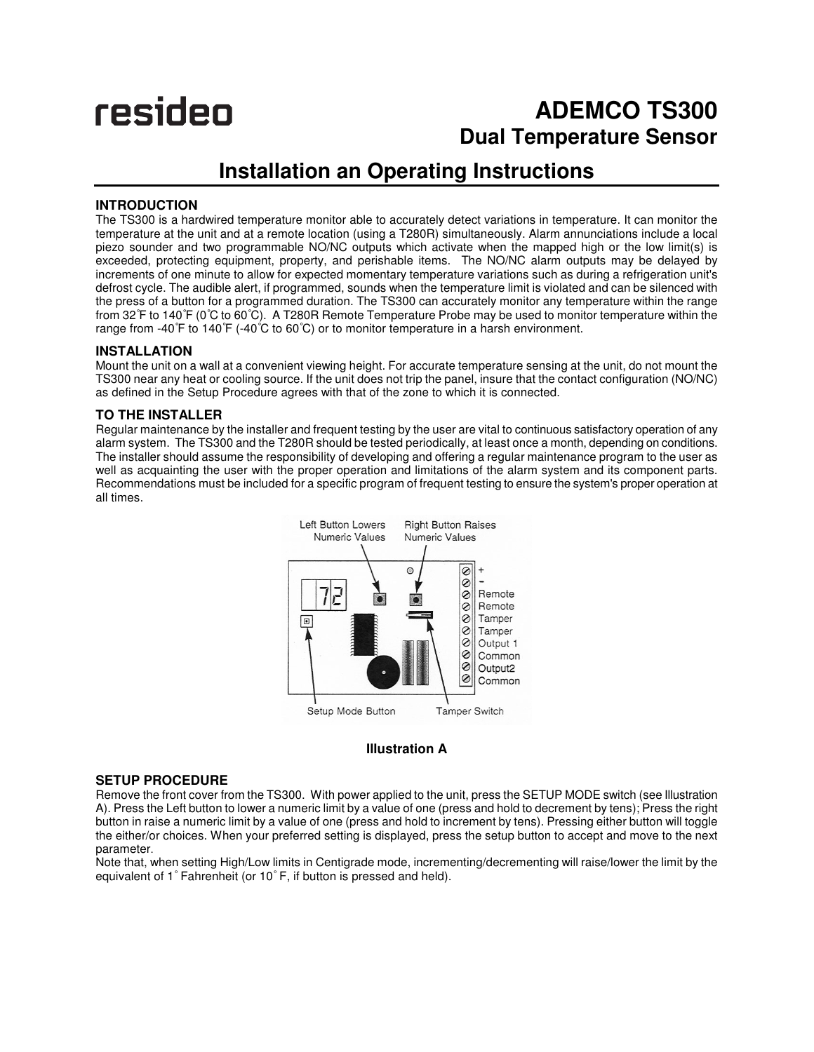resideo

# ADEMCO TS300

## Dual Temperature Sensor

# Installation an Operating Instructions

### INTRODUCTION

The TS300 is a hardwired temperature monitor able to accurately detect variations in temperature. It can monitor the temperature at the unit and at a remote location (using a T280R) simultaneously. Alarm annunciations include a local piezo sounder and two programmable NO/NC outputs which activate when the mapped high or the low limit(s) is exceeded, protecting equipment, property, and perishable items. The NO/NC alarm outputs may be delayed by increments of one minute to allow for expected momentary temperature variations such as during a refrigeration unit's defrost cycle. The audible alert, if programmed, sounds when the temperature limit is violated and can be silenced with the press of a button for a programmed duration. The TS300 can accurately monitor any temperature within the range from 32˚F to 140˚F (0˚C to 60˚C). A T280R Remote Temperature Probe may be used to monitor temperature within the range from -40˚F to 140˚F (-40˚C to 60˚C) or to monitor temperature in a harsh environment.

### INSTALLATION

Mount the unit on a wall at a convenient viewing height. For accurate temperature sensing at the unit, do not mount the TS300 near any heat or cooling source. If the unit does not trip the panel, insure that the contact configuration (NO/NC) as defined in the Setup Procedure agrees with that of the zone to which it is connected.

### TO THE INSTALLER

Regular maintenance by the installer and frequent testing by the user are vital to continuous satisfactory operation of any alarm system. The TS300 and the T280R should be tested periodically, at least once a month, depending on conditions. The installer should assume the responsibility of developing and offering a regular maintenance program to the user as well as acquainting the user with the proper operation and limitations of the alarm system and its component parts. Recommendations must be included for a specific program of frequent testing to ensure the system's proper operation at all times.

Left Button Lowers Numeric Values

Right Button Raises Numeric Values

+
-
Remote
Remote
Tamper
Tamper
Output 1
Common
Output2
Common

Setup Mode Button

Tamper Switch

**Illustration A**

### SETUP PROCEDURE

Remove the front cover from the TS300. With power applied to the unit, press the SETUP MODE switch (see Illustration A). Press the Left button to lower a numeric limit by a value of one (press and hold to decrement by tens); Press the right button in raise a numeric limit by a value of one (press and hold to increment by tens). Pressing either button will toggle the either/or choices. When your preferred setting is displayed, press the setup button to accept and move to the next parameter.

Note that, when setting High/Low limits in Centigrade mode, incrementing/decrementing will raise/lower the limit by the equivalent of 1˚ Fahrenheit (or 10˚ F, if button is pressed and held).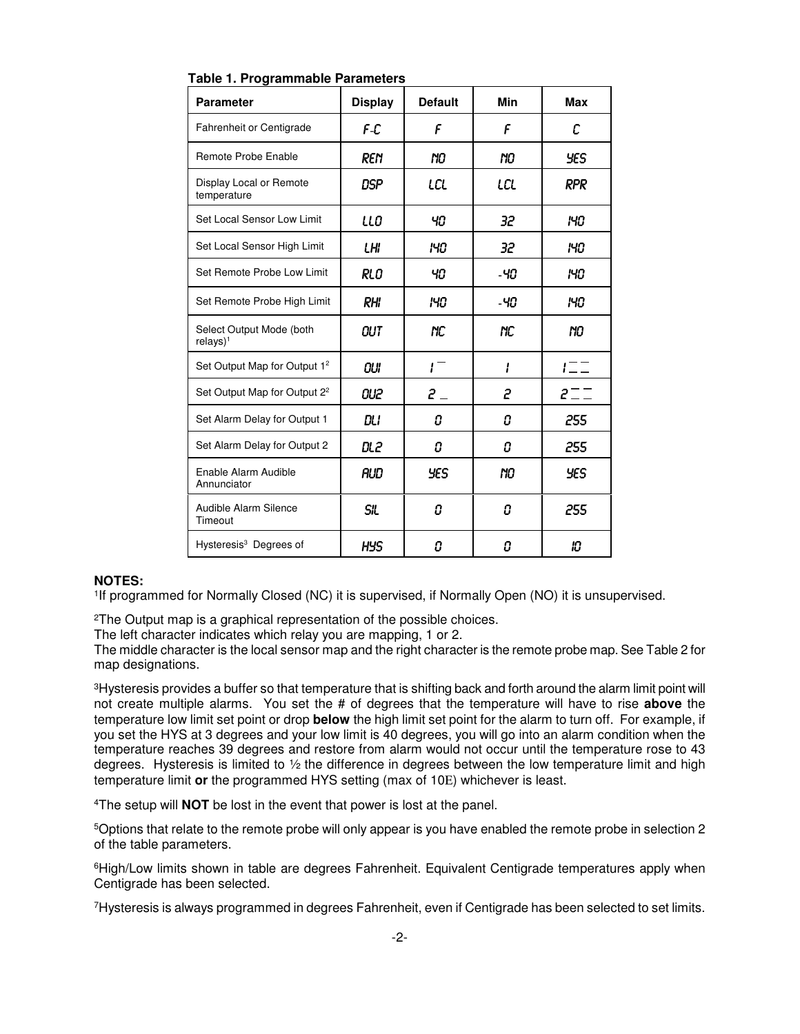**Table 1. Programmable Parameters**

| Parameter | Display | Default | Min | Max |
|---|---|---|---|---|
| Fahrenheit or Centigrade | F-C | F | F | C |
| Remote Probe Enable | REN | NO | NO | YES |
| Display Local or Remote temperature | DSP | LCL | LCL | RPR |
| Set Local Sensor Low Limit | LLO | 40 | 32 | 140 |
| Set Local Sensor High Limit | LHI | 140 | 32 | 140 |
| Set Remote Probe Low Limit | RLO | 40 | -40 | 140 |
| Set Remote Probe High Limit | RHI | 140 | -40 | 140 |
| Select Output Mode (both relays)[1] | OUT | NC | NC | NO |
| Set Output Map for Output 1[2] | OU1 | 1 ‾ | 1 | 1 ‾‾ __ |
| Set Output Map for Output 2[2] | OU2 | 2 _ | 2 | 2 ‾‾ __ |
| Set Alarm Delay for Output 1 | DL1 | 0 | 0 | 255 |
| Set Alarm Delay for Output 2 | DL2 | 0 | 0 | 255 |
| Enable Alarm Audible Annunciator | AUD | YES | NO | YES |
| Audible Alarm Silence Timeout | SIL | 0 | 0 | 255 |
| Hysteresis[3] Degrees of | HYS | 0 | 0 | 10 |

**NOTES:**

[1]If programmed for Normally Closed (NC) it is supervised, if Normally Open (NO) it is unsupervised.

[2]The Output map is a graphical representation of the possible choices.
The left character indicates which relay you are mapping, 1 or 2.
The middle character is the local sensor map and the right character is the remote probe map. See Table 2 for map designations.

[3]Hysteresis provides a buffer so that temperature that is shifting back and forth around the alarm limit point will not create multiple alarms. You set the # of degrees that the temperature will have to rise **above** the temperature low limit set point or drop **below** the high limit set point for the alarm to turn off. For example, if you set the HYS at 3 degrees and your low limit is 40 degrees, you will go into an alarm condition when the temperature reaches 39 degrees and restore from alarm would not occur until the temperature rose to 43 degrees. Hysteresis is limited to ½ the difference in degrees between the low temperature limit and high temperature limit **or** the programmed HYS setting (max of 10E) whichever is least.

[4]The setup will **NOT** be lost in the event that power is lost at the panel.

[5]Options that relate to the remote probe will only appear is you have enabled the remote probe in selection 2 of the table parameters.

[6]High/Low limits shown in table are degrees Fahrenheit. Equivalent Centigrade temperatures apply when Centigrade has been selected.

[7]Hysteresis is always programmed in degrees Fahrenheit, even if Centigrade has been selected to set limits.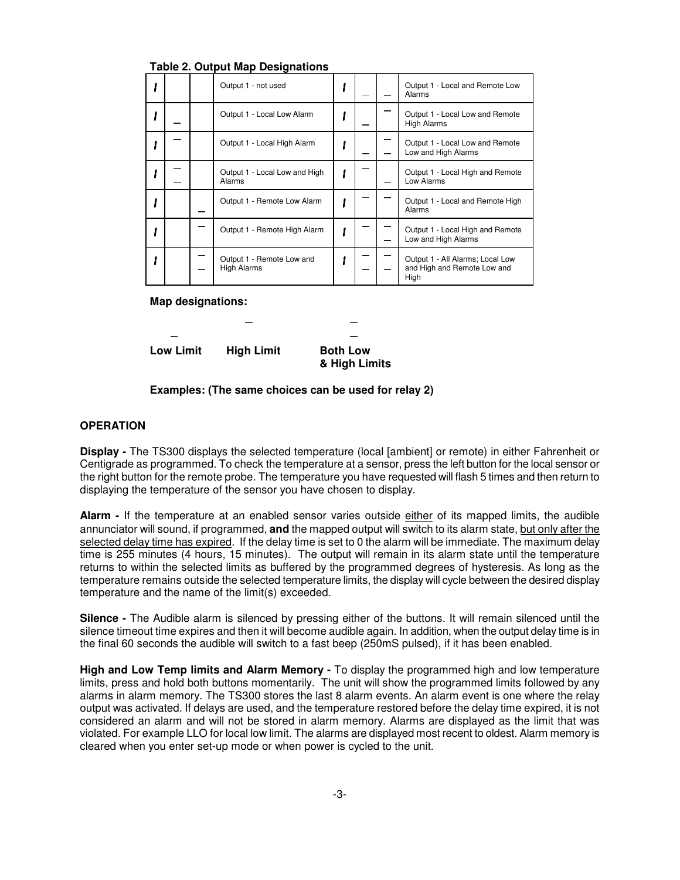**Table 2. Output Map Designations**

| | | | | | | | |
|---|---|---|---|---|---|---|---|
| 1 | | | Output 1 - not used | 1 | _ | _ | Output 1 - Local and Remote Low Alarms |
| 1 | _ | | Output 1 - Local Low Alarm | 1 | _ | ‾ | Output 1 - Local Low and Remote High Alarms |
| 1 | ‾ | | Output 1 - Local High Alarm | 1 | _ | ‾ _ | Output 1 - Local Low and Remote Low and High Alarms |
| 1 | ‾ _ | | Output 1 - Local Low and High Alarms | 1 | ‾ | _ | Output 1 - Local High and Remote Low Alarms |
| 1 | | _ | Output 1 - Remote Low Alarm | 1 | ‾ | ‾ | Output 1 - Local and Remote High Alarms |
| 1 | | ‾ | Output 1 - Remote High Alarm | 1 | ‾ | ‾ _ | Output 1 - Local High and Remote Low and High Alarms |
| 1 | | ‾ _ | Output 1 - Remote Low and High Alarms | 1 | ‾ _ | ‾ _ | Output 1 - All Alarms; Local Low and High and Remote Low and High |

**Map designations:**

| _ | ‾ | ‾ _ |
|---|---|---|
| **Low Limit** | **High Limit** | **Both Low & High Limits** |

**Examples: (The same choices can be used for relay 2)**

## OPERATION

**Display -** The TS300 displays the selected temperature (local [ambient] or remote) in either Fahrenheit or Centigrade as programmed. To check the temperature at a sensor, press the left button for the local sensor or the right button for the remote probe. The temperature you have requested will flash 5 times and then return to displaying the temperature of the sensor you have chosen to display.

**Alarm -** If the temperature at an enabled sensor varies outside either of its mapped limits, the audible annunciator will sound, if programmed, **and** the mapped output will switch to its alarm state, but only after the selected delay time has expired. If the delay time is set to 0 the alarm will be immediate. The maximum delay time is 255 minutes (4 hours, 15 minutes). The output will remain in its alarm state until the temperature returns to within the selected limits as buffered by the programmed degrees of hysteresis. As long as the temperature remains outside the selected temperature limits, the display will cycle between the desired display temperature and the name of the limit(s) exceeded.

**Silence -** The Audible alarm is silenced by pressing either of the buttons. It will remain silenced until the silence timeout time expires and then it will become audible again. In addition, when the output delay time is in the final 60 seconds the audible will switch to a fast beep (250mS pulsed), if it has been enabled.

**High and Low Temp limits and Alarm Memory -** To display the programmed high and low temperature limits, press and hold both buttons momentarily. The unit will show the programmed limits followed by any alarms in alarm memory. The TS300 stores the last 8 alarm events. An alarm event is one where the relay output was activated. If delays are used, and the temperature restored before the delay time expired, it is not considered an alarm and will not be stored in alarm memory. Alarms are displayed as the limit that was violated. For example LLO for local low limit. The alarms are displayed most recent to oldest. Alarm memory is cleared when you enter set-up mode or when power is cycled to the unit.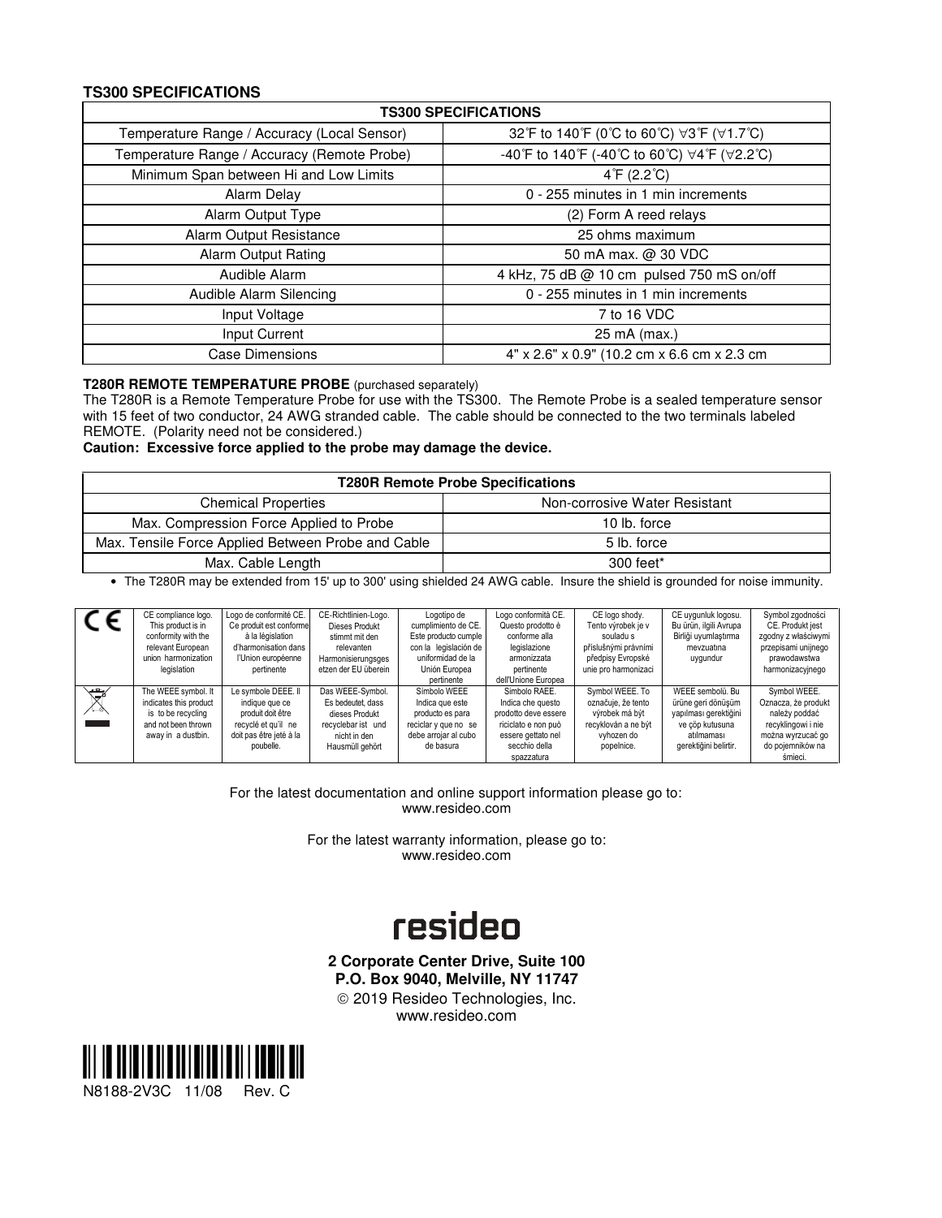## TS300 SPECIFICATIONS

| TS300 SPECIFICATIONS | |
|---|---|
| Temperature Range / Accuracy (Local Sensor) | 32˚F to 140˚F (0˚C to 60˚C) ∀3˚F (∀1.7˚C) |
| Temperature Range / Accuracy (Remote Probe) | -40˚F to 140˚F (-40˚C to 60˚C) ∀4˚F (∀2.2˚C) |
| Minimum Span between Hi and Low Limits | 4˚F (2.2˚C) |
| Alarm Delay | 0 - 255 minutes in 1 min increments |
| Alarm Output Type | (2) Form A reed relays |
| Alarm Output Resistance | 25 ohms maximum |
| Alarm Output Rating | 50 mA max. @ 30 VDC |
| Audible Alarm | 4 kHz, 75 dB @ 10 cm pulsed 750 mS on/off |
| Audible Alarm Silencing | 0 - 255 minutes in 1 min increments |
| Input Voltage | 7 to 16 VDC |
| Input Current | 25 mA (max.) |
| Case Dimensions | 4" x 2.6" x 0.9" (10.2 cm x 6.6 cm x 2.3 cm |

**T280R REMOTE TEMPERATURE PROBE** (purchased separately)
The T280R is a Remote Temperature Probe for use with the TS300. The Remote Probe is a sealed temperature sensor with 15 feet of two conductor, 24 AWG stranded cable. The cable should be connected to the two terminals labeled REMOTE. (Polarity need not be considered.)
**Caution: Excessive force applied to the probe may damage the device.**

| T280R Remote Probe Specifications | |
|---|---|
| Chemical Properties | Non-corrosive Water Resistant |
| Max. Compression Force Applied to Probe | 10 lb. force |
| Max. Tensile Force Applied Between Probe and Cable | 5 lb. force |
| Max. Cable Length | 300 feet* |

- The T280R may be extended from 15' up to 300' using shielded 24 AWG cable. Insure the shield is grounded for noise immunity.

| | | | | | | | | |
|---|---|---|---|---|---|---|---|---|
| CE | CE compliance logo. This product is in conformity with the relevant European union harmonization legislation | Logo de conformité CE. Ce produit est conforme à la législation d'harmonisation dans l'Union européenne pertinente | CE-Richtlinien-Logo. Dieses Produkt stimmt mit den relevanten Harmonisierungsges etzen der EU überein | Logotipo de cumplimiento de CE. Este producto cumple con la legislación de uniformidad de la Unión Europea pertinente | Logo conformità CE. Questo prodotto è conforme alla legislazione armonizzata pertinente dell'Unione Europea | CE logo shody. Tento výrobek je v souladu s příslušnými právními předpisy Evropské unie pro harmonizaci | CE uygunluk logosu. Bu ürün, ilgili Avrupa Birliği uyumlaştırma mevzuatına uygundur | Symbol zgodności CE. Produkt jest zgodny z właściwymi przepisami unijnego prawodawstwa harmonizacyjnego |
| WEEE | The WEEE symbol. It indicates this product is to be recycling and not been thrown away in a dustbin. | Le symbole DEEE. Il indique que ce produit doit être recyclé et qu'il ne doit pas être jeté à la poubelle. | Das WEEE-Symbol. Es bedeutet, dass dieses Produkt recyclebar ist und nicht in den Hausmüll gehört | Símbolo WEEE Indica que este producto es para reciclar y que no se debe arrojar al cubo de basura | Simbolo RAEE. Indica che questo prodotto deve essere riciclato e non può essere gettato nel secchio della spazzatura | Symbol WEEE. To označuje, že tento výrobek má být recyklován a ne být vyhozen do popelnice. | WEEE sembolü. Bu ürüne geri dönüşüm yapılması gerektiğini ve çöp kutusuna atılmaması gerektiğini belirtir. | Symbol WEEE. Oznacza, że produkt należy poddać recyklingowi i nie można wyrzucać go do pojemników na śmieci. |

For the latest documentation and online support information please go to:
www.resideo.com

For the latest warranty information, please go to:
www.resideo.com

resideo

**2 Corporate Center Drive, Suite 100**
**P.O. Box 9040, Melville, NY 11747**
© 2019 Resideo Technologies, Inc.
www.resideo.com

N8188-2V3C 11/08 Rev. C